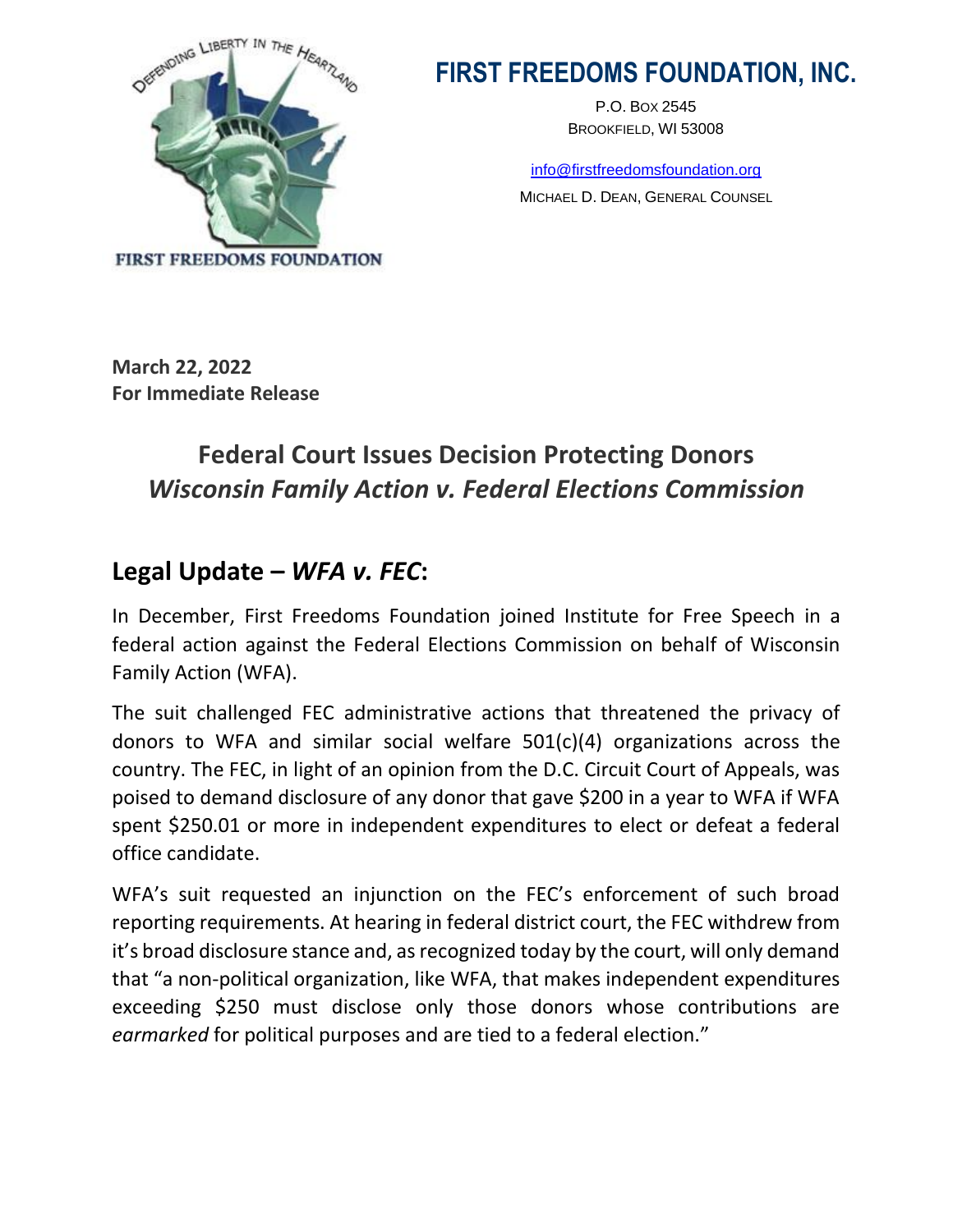# FIRST FREEDOMS FOUNDATION, INC.

P.O. Box 2545
Brookfield, WI 53008

info@firstfreedomsfoundation.org

Michael D. Dean, General Counsel

**March 22, 2022**
**For Immediate Release**

## Federal Court Issues Decision Protecting Donors
## *Wisconsin Family Action v. Federal Elections Commission*

## Legal Update – *WFA v. FEC*:

In December, First Freedoms Foundation joined Institute for Free Speech in a federal action against the Federal Elections Commission on behalf of Wisconsin Family Action (WFA).

The suit challenged FEC administrative actions that threatened the privacy of donors to WFA and similar social welfare 501(c)(4) organizations across the country. The FEC, in light of an opinion from the D.C. Circuit Court of Appeals, was poised to demand disclosure of any donor that gave $200 in a year to WFA if WFA spent $250.01 or more in independent expenditures to elect or defeat a federal office candidate.

WFA's suit requested an injunction on the FEC's enforcement of such broad reporting requirements. At hearing in federal district court, the FEC withdrew from it's broad disclosure stance and, as recognized today by the court, will only demand that "a non-political organization, like WFA, that makes independent expenditures exceeding $250 must disclose only those donors whose contributions are *earmarked* for political purposes and are tied to a federal election."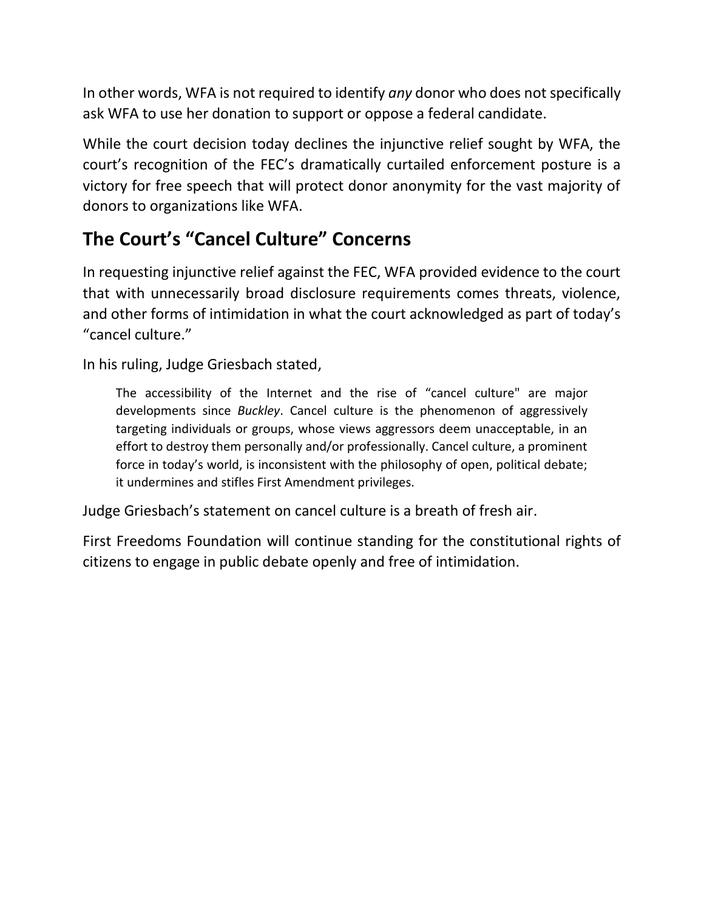In other words, WFA is not required to identify *any* donor who does not specifically ask WFA to use her donation to support or oppose a federal candidate.

While the court decision today declines the injunctive relief sought by WFA, the court's recognition of the FEC's dramatically curtailed enforcement posture is a victory for free speech that will protect donor anonymity for the vast majority of donors to organizations like WFA.

## The Court's "Cancel Culture" Concerns

In requesting injunctive relief against the FEC, WFA provided evidence to the court that with unnecessarily broad disclosure requirements comes threats, violence, and other forms of intimidation in what the court acknowledged as part of today's "cancel culture."

In his ruling, Judge Griesbach stated,

> The accessibility of the Internet and the rise of "cancel culture" are major developments since *Buckley*. Cancel culture is the phenomenon of aggressively targeting individuals or groups, whose views aggressors deem unacceptable, in an effort to destroy them personally and/or professionally. Cancel culture, a prominent force in today's world, is inconsistent with the philosophy of open, political debate; it undermines and stifles First Amendment privileges.

Judge Griesbach's statement on cancel culture is a breath of fresh air.

First Freedoms Foundation will continue standing for the constitutional rights of citizens to engage in public debate openly and free of intimidation.